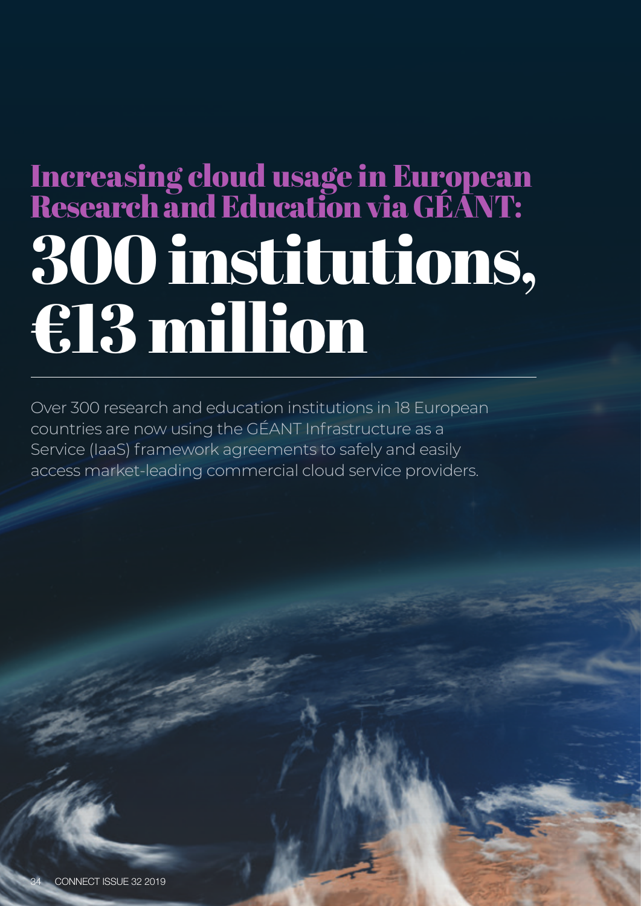# Increasing cloud usage in European Research and Education via GÉANT: 300 institutions, €13 million

Over 300 research and education institutions in 18 European countries are now using the GÉANT Infrastructure as a Service (IaaS) framework agreements to safely and easily access market-leading commercial cloud service providers.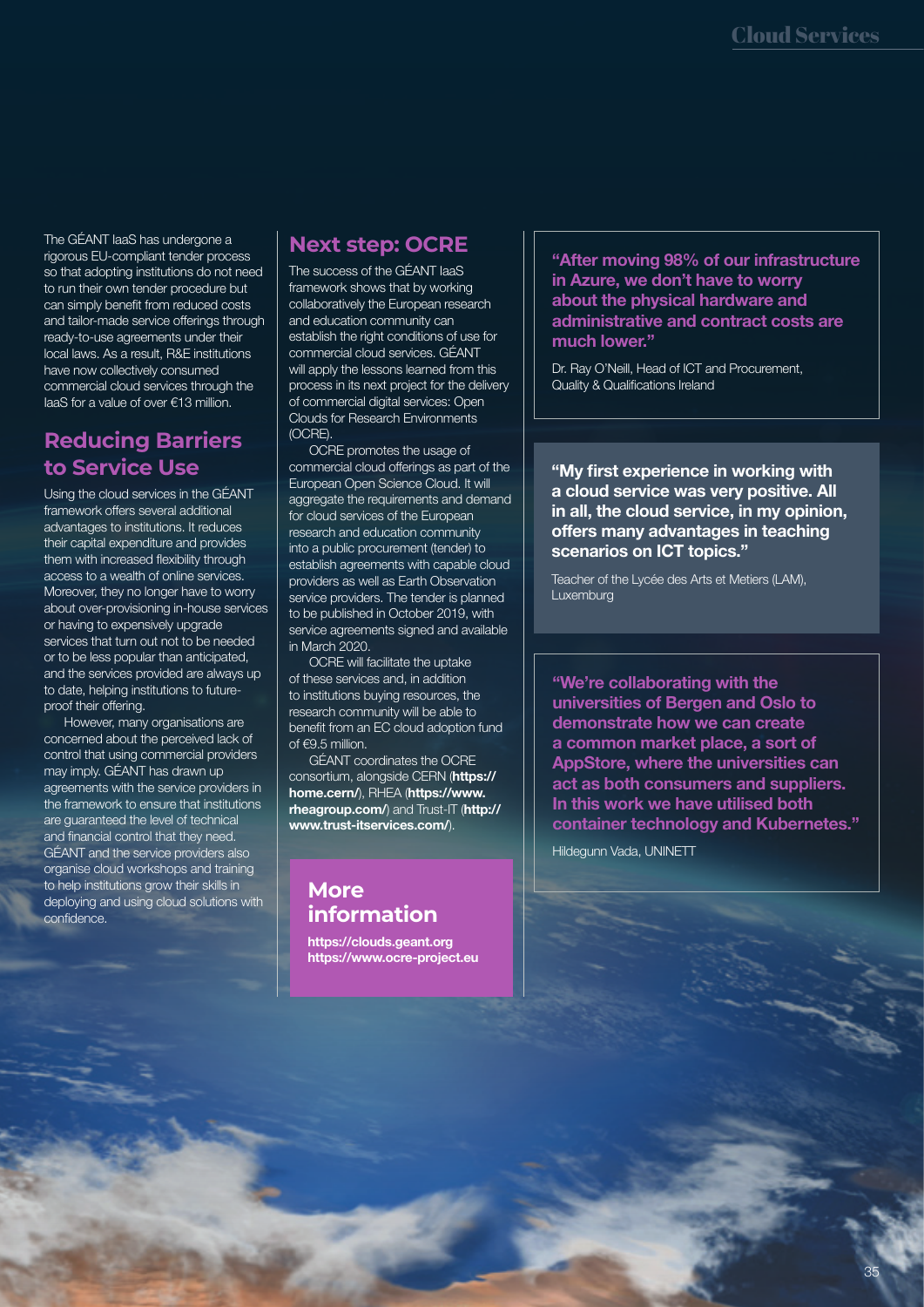The GÉANT IaaS has undergone a rigorous EU-compliant tender process so that adopting institutions do not need to run their own tender procedure but can simply benefit from reduced costs and tailor-made service offerings through ready-to-use agreements under their local laws. As a result, R&E institutions have now collectively consumed commercial cloud services through the IaaS for a value of over €13 million.

## Reducing Barriers to Service Use

Using the cloud services in the GÉANT framework offers several additional advantages to institutions. It reduces their capital expenditure and provides them with increased flexibility through access to a wealth of online services. Moreover, they no longer have to worry about over-provisioning in-house services or having to expensively upgrade services that turn out not to be needed or to be less popular than anticipated, and the services provided are always up to date, helping institutions to future-proof their offering.

However, many organisations are concerned about the perceived lack of control that using commercial providers may imply. GÉANT has drawn up agreements with the service providers in the framework to ensure that institutions are guaranteed the level of technical and financial control that they need. GÉANT and the service providers also organise cloud workshops and training to help institutions grow their skills in deploying and using cloud solutions with confidence.

## Next step: OCRE

The success of the GÉANT IaaS framework shows that by working collaboratively the European research and education community can establish the right conditions of use for commercial cloud services. GÉANT will apply the lessons learned from this process in its next project for the delivery of commercial digital services: Open Clouds for Research Environments (OCRE).

OCRE promotes the usage of commercial cloud offerings as part of the European Open Science Cloud. It will aggregate the requirements and demand for cloud services of the European research and education community into a public procurement (tender) to establish agreements with capable cloud providers as well as Earth Observation service providers. The tender is planned to be published in October 2019, with service agreements signed and available in March 2020.

OCRE will facilitate the uptake of these services and, in addition to institutions buying resources, the research community will be able to benefit from an EC cloud adoption fund of €9.5 million.

GÉANT coordinates the OCRE consortium, alongside CERN (**https://home.cern/**), RHEA (**https://www.rheagroup.com/**) and Trust-IT (**http://www.trust-itservices.com/**).

## More information

**https://clouds.geant.org**
**https://www.ocre-project.eu**

**"After moving 98% of our infrastructure in Azure, we don't have to worry about the physical hardware and administrative and contract costs are much lower."**

Dr. Ray O'Neill, Head of ICT and Procurement, Quality & Qualifications Ireland

**"My first experience in working with a cloud service was very positive. All in all, the cloud service, in my opinion, offers many advantages in teaching scenarios on ICT topics."**

Teacher of the Lycée des Arts et Metiers (LAM), Luxemburg

**"We're collaborating with the universities of Bergen and Oslo to demonstrate how we can create a common market place, a sort of AppStore, where the universities can act as both consumers and suppliers. In this work we have utilised both container technology and Kubernetes."**

Hildegunn Vada, UNINETT